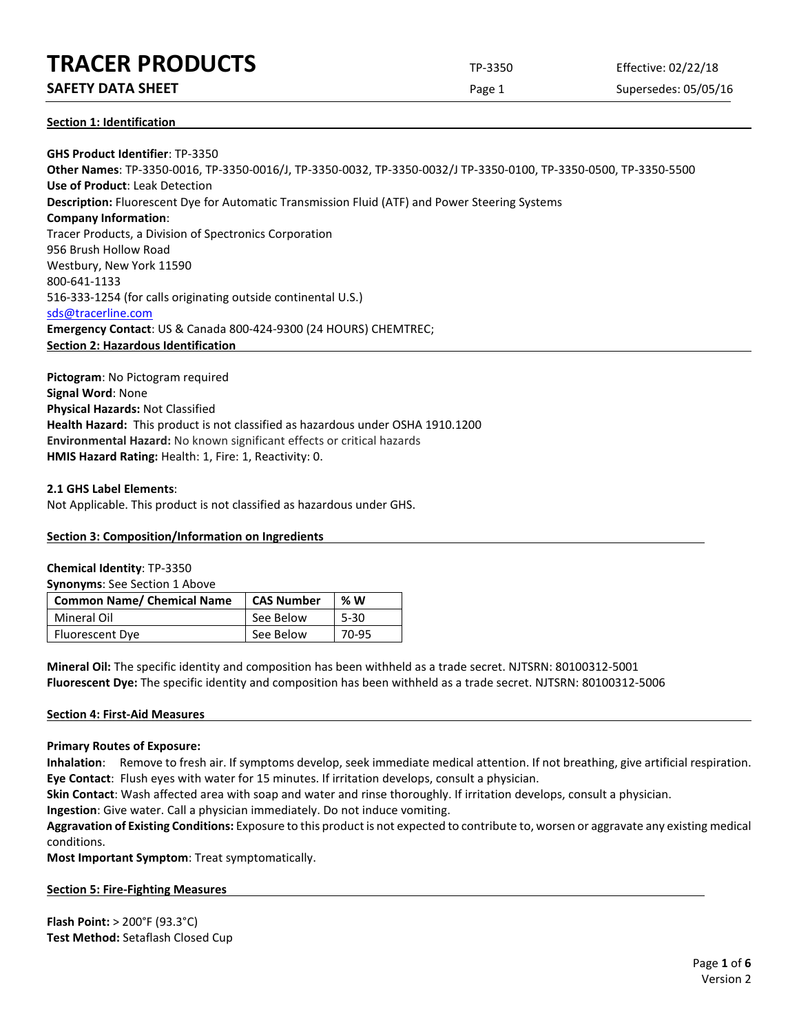# TRACER PRODUCTS

**SAFETY DATA SHEET**

TP-3350

Effective: 02/22/18

Supersedes: 05/05/16

## Section 1: Identification

**GHS Product Identifier**: TP-3350
**Other Names**: TP-3350-0016, TP-3350-0016/J, TP-3350-0032, TP-3350-0032/J TP-3350-0100, TP-3350-0500, TP-3350-5500
**Use of Product**: Leak Detection
**Description:** Fluorescent Dye for Automatic Transmission Fluid (ATF) and Power Steering Systems
**Company Information**:
Tracer Products, a Division of Spectronics Corporation
956 Brush Hollow Road
Westbury, New York 11590
800-641-1133
516-333-1254 (for calls originating outside continental U.S.)
sds@tracerline.com
**Emergency Contact**: US & Canada 800-424-9300 (24 HOURS) CHEMTREC;

## Section 2: Hazardous Identification

**Pictogram**: No Pictogram required
**Signal Word**: None
**Physical Hazards:** Not Classified
**Health Hazard:** This product is not classified as hazardous under OSHA 1910.1200
**Environmental Hazard:** No known significant effects or critical hazards
**HMIS Hazard Rating:** Health: 1, Fire: 1, Reactivity: 0.

**2.1 GHS Label Elements**:
Not Applicable. This product is not classified as hazardous under GHS.

## Section 3: Composition/Information on Ingredients

**Chemical Identity**: TP-3350
**Synonyms**: See Section 1 Above

| Common Name/ Chemical Name | CAS Number | % W |
|---|---|---|
| Mineral Oil | See Below | 5-30 |
| Fluorescent Dye | See Below | 70-95 |

**Mineral Oil:** The specific identity and composition has been withheld as a trade secret. NJTSRN: 80100312-5001
**Fluorescent Dye:** The specific identity and composition has been withheld as a trade secret. NJTSRN: 80100312-5006

## Section 4: First-Aid Measures

**Primary Routes of Exposure:**
**Inhalation**: Remove to fresh air. If symptoms develop, seek immediate medical attention. If not breathing, give artificial respiration.
**Eye Contact**: Flush eyes with water for 15 minutes. If irritation develops, consult a physician.
**Skin Contact**: Wash affected area with soap and water and rinse thoroughly. If irritation develops, consult a physician.
**Ingestion**: Give water. Call a physician immediately. Do not induce vomiting.
**Aggravation of Existing Conditions:** Exposure to this product is not expected to contribute to, worsen or aggravate any existing medical conditions.
**Most Important Symptom**: Treat symptomatically.

## Section 5: Fire-Fighting Measures

**Flash Point:** > 200°F (93.3°C)
**Test Method:** Setaflash Closed Cup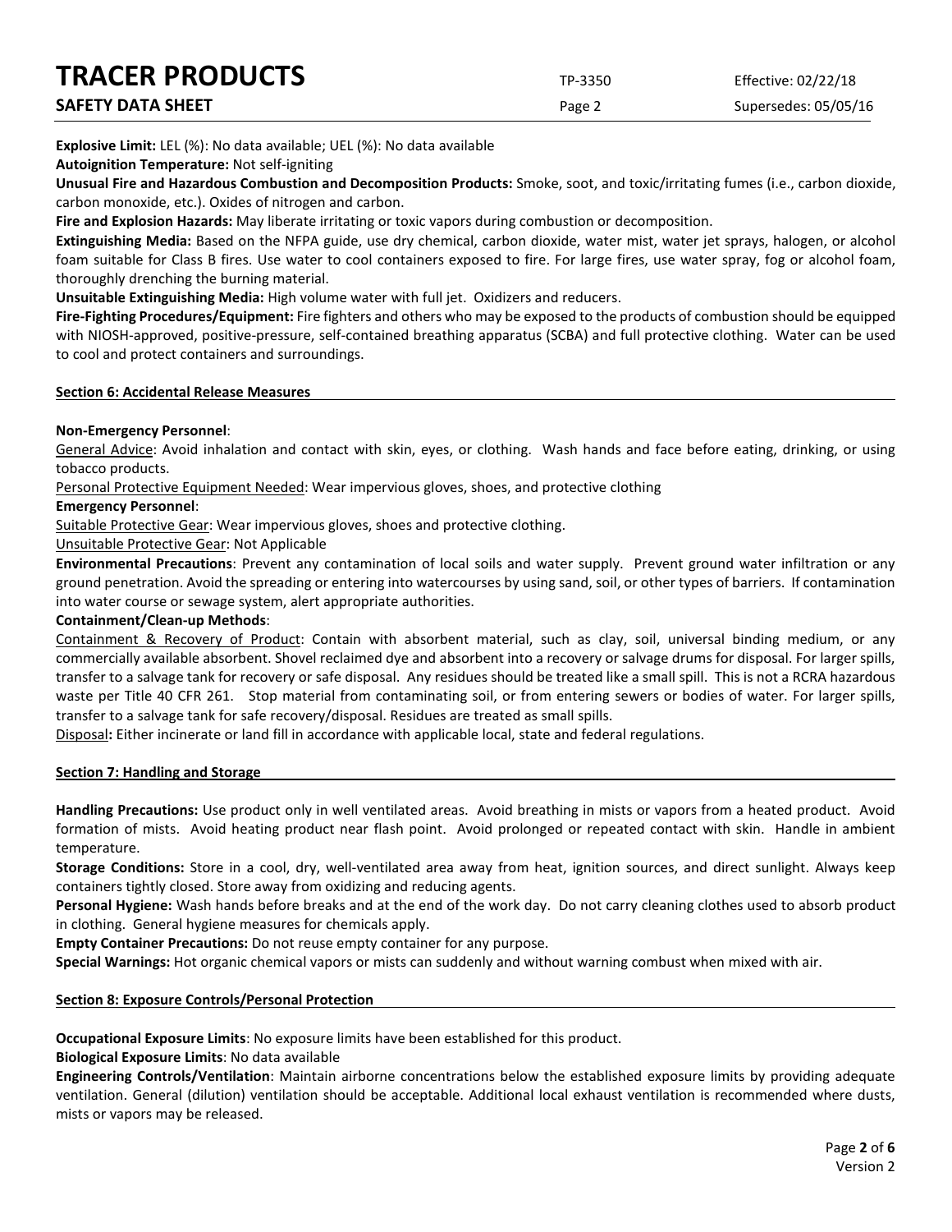**Explosive Limit:** LEL (%): No data available; UEL (%): No data available

**Autoignition Temperature:** Not self-igniting

**Unusual Fire and Hazardous Combustion and Decomposition Products:** Smoke, soot, and toxic/irritating fumes (i.e., carbon dioxide, carbon monoxide, etc.). Oxides of nitrogen and carbon.

**Fire and Explosion Hazards:** May liberate irritating or toxic vapors during combustion or decomposition.

**Extinguishing Media:** Based on the NFPA guide, use dry chemical, carbon dioxide, water mist, water jet sprays, halogen, or alcohol foam suitable for Class B fires. Use water to cool containers exposed to fire. For large fires, use water spray, fog or alcohol foam, thoroughly drenching the burning material.

**Unsuitable Extinguishing Media:** High volume water with full jet. Oxidizers and reducers.

**Fire-Fighting Procedures/Equipment:** Fire fighters and others who may be exposed to the products of combustion should be equipped with NIOSH-approved, positive-pressure, self-contained breathing apparatus (SCBA) and full protective clothing. Water can be used to cool and protect containers and surroundings.

## Section 6: Accidental Release Measures

**Non-Emergency Personnel**:

General Advice: Avoid inhalation and contact with skin, eyes, or clothing. Wash hands and face before eating, drinking, or using tobacco products.

Personal Protective Equipment Needed: Wear impervious gloves, shoes, and protective clothing

**Emergency Personnel**:

Suitable Protective Gear: Wear impervious gloves, shoes and protective clothing.

Unsuitable Protective Gear: Not Applicable

**Environmental Precautions**: Prevent any contamination of local soils and water supply. Prevent ground water infiltration or any ground penetration. Avoid the spreading or entering into watercourses by using sand, soil, or other types of barriers. If contamination into water course or sewage system, alert appropriate authorities.

**Containment/Clean-up Methods**:

Containment & Recovery of Product: Contain with absorbent material, such as clay, soil, universal binding medium, or any commercially available absorbent. Shovel reclaimed dye and absorbent into a recovery or salvage drums for disposal. For larger spills, transfer to a salvage tank for recovery or safe disposal. Any residues should be treated like a small spill. This is not a RCRA hazardous waste per Title 40 CFR 261. Stop material from contaminating soil, or from entering sewers or bodies of water. For larger spills, transfer to a salvage tank for safe recovery/disposal. Residues are treated as small spills.

Disposal**:** Either incinerate or land fill in accordance with applicable local, state and federal regulations.

## Section 7: Handling and Storage

**Handling Precautions:** Use product only in well ventilated areas. Avoid breathing in mists or vapors from a heated product. Avoid formation of mists. Avoid heating product near flash point. Avoid prolonged or repeated contact with skin. Handle in ambient temperature.

**Storage Conditions:** Store in a cool, dry, well-ventilated area away from heat, ignition sources, and direct sunlight. Always keep containers tightly closed. Store away from oxidizing and reducing agents.

**Personal Hygiene:** Wash hands before breaks and at the end of the work day. Do not carry cleaning clothes used to absorb product in clothing. General hygiene measures for chemicals apply.

**Empty Container Precautions:** Do not reuse empty container for any purpose.

**Special Warnings:** Hot organic chemical vapors or mists can suddenly and without warning combust when mixed with air.

## Section 8: Exposure Controls/Personal Protection

**Occupational Exposure Limits**: No exposure limits have been established for this product.

**Biological Exposure Limits**: No data available

**Engineering Controls/Ventilation**: Maintain airborne concentrations below the established exposure limits by providing adequate ventilation. General (dilution) ventilation should be acceptable. Additional local exhaust ventilation is recommended where dusts, mists or vapors may be released.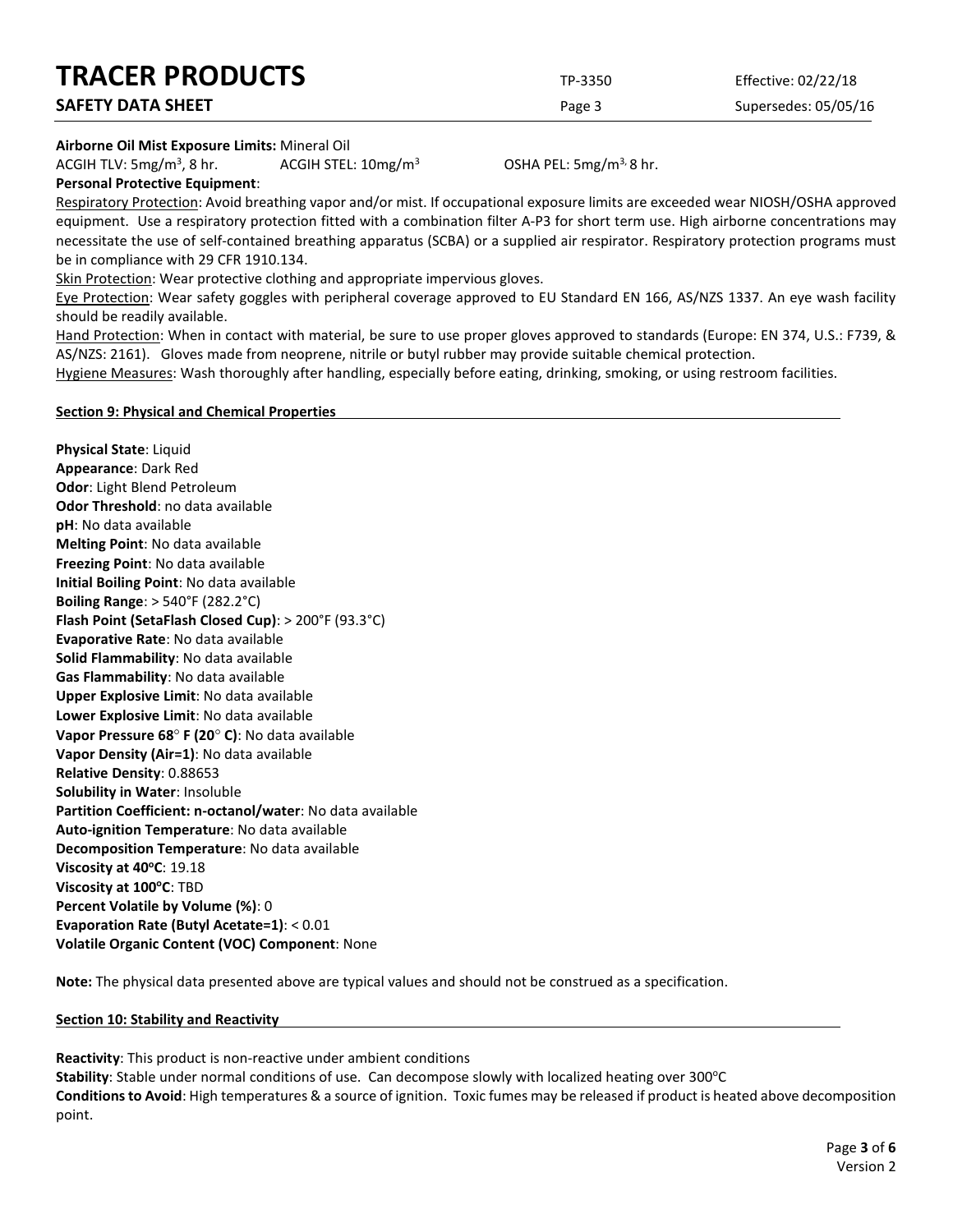**Airborne Oil Mist Exposure Limits:** Mineral Oil

ACGIH TLV: $5mg/m^3$, 8 hr. ACGIH STEL: $10mg/m^3$ OSHA PEL: $5mg/m^3$, 8 hr.

**Personal Protective Equipment**:

Respiratory Protection: Avoid breathing vapor and/or mist. If occupational exposure limits are exceeded wear NIOSH/OSHA approved equipment. Use a respiratory protection fitted with a combination filter A-P3 for short term use. High airborne concentrations may necessitate the use of self-contained breathing apparatus (SCBA) or a supplied air respirator. Respiratory protection programs must be in compliance with 29 CFR 1910.134.

Skin Protection: Wear protective clothing and appropriate impervious gloves.

Eye Protection: Wear safety goggles with peripheral coverage approved to EU Standard EN 166, AS/NZS 1337. An eye wash facility should be readily available.

Hand Protection: When in contact with material, be sure to use proper gloves approved to standards (Europe: EN 374, U.S.: F739, & AS/NZS: 2161). Gloves made from neoprene, nitrile or butyl rubber may provide suitable chemical protection.

Hygiene Measures: Wash thoroughly after handling, especially before eating, drinking, smoking, or using restroom facilities.

## Section 9: Physical and Chemical Properties

**Physical State**: Liquid
**Appearance**: Dark Red
**Odor**: Light Blend Petroleum
**Odor Threshold**: no data available
**pH**: No data available
**Melting Point**: No data available
**Freezing Point**: No data available
**Initial Boiling Point**: No data available
**Boiling Range**: > 540°F (282.2°C)
**Flash Point (SetaFlash Closed Cup)**: > 200°F (93.3°C)
**Evaporative Rate**: No data available
**Solid Flammability**: No data available
**Gas Flammability**: No data available
**Upper Explosive Limit**: No data available
**Lower Explosive Limit**: No data available
**Vapor Pressure 68° F (20° C)**: No data available
**Vapor Density (Air=1)**: No data available
**Relative Density**: 0.88653
**Solubility in Water**: Insoluble
**Partition Coefficient: n-octanol/water**: No data available
**Auto-ignition Temperature**: No data available
**Decomposition Temperature**: No data available
**Viscosity at 40°C**: 19.18
**Viscosity at 100°C**: TBD
**Percent Volatile by Volume (%)**: 0
**Evaporation Rate (Butyl Acetate=1)**: < 0.01
**Volatile Organic Content (VOC) Component**: None

**Note:** The physical data presented above are typical values and should not be construed as a specification.

## Section 10: Stability and Reactivity

**Reactivity**: This product is non-reactive under ambient conditions

**Stability**: Stable under normal conditions of use. Can decompose slowly with localized heating over 300°C

**Conditions to Avoid**: High temperatures & a source of ignition. Toxic fumes may be released if product is heated above decomposition point.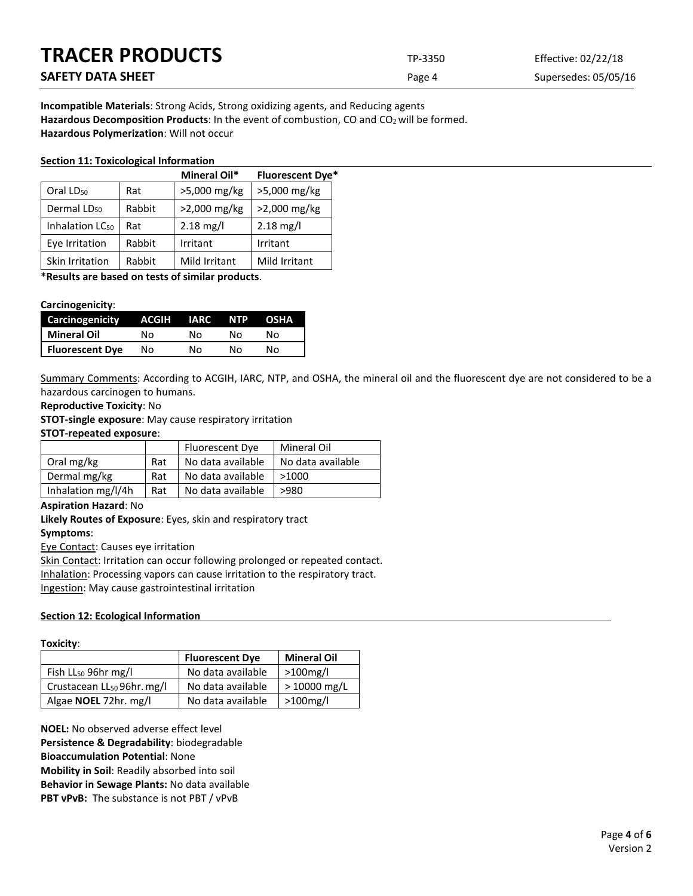**Incompatible Materials**: Strong Acids, Strong oxidizing agents, and Reducing agents
**Hazardous Decomposition Products**: In the event of combustion, CO and $CO_2$ will be formed.
**Hazardous Polymerization**: Will not occur

## Section 11: Toxicological Information

| | | **Mineral Oil*** | **Fluorescent Dye*** |
|---|---|---|---|
| Oral $LD_{50}$ | Rat | >5,000 mg/kg | >5,000 mg/kg |
| Dermal $LD_{50}$ | Rabbit | >2,000 mg/kg | >2,000 mg/kg |
| Inhalation $LC_{50}$ | Rat | 2.18 mg/l | 2.18 mg/l |
| Eye Irritation | Rabbit | Irritant | Irritant |
| Skin Irritation | Rabbit | Mild Irritant | Mild Irritant |

***Results are based on tests of similar products**.

**Carcinogenicity**:

| Carcinogenicity | ACGIH | IARC | NTP | OSHA |
|---|---|---|---|---|
| **Mineral Oil** | No | No | No | No |
| **Fluorescent Dye** | No | No | No | No |

Summary Comments: According to ACGIH, IARC, NTP, and OSHA, the mineral oil and the fluorescent dye are not considered to be a hazardous carcinogen to humans.

**Reproductive Toxicity**: No

**STOT-single exposure**: May cause respiratory irritation

**STOT-repeated exposure**:

| | | Fluorescent Dye | Mineral Oil |
|---|---|---|---|
| Oral mg/kg | Rat | No data available | No data available |
| Dermal mg/kg | Rat | No data available | >1000 |
| Inhalation mg/l/4h | Rat | No data available | >980 |

**Aspiration Hazard**: No

**Likely Routes of Exposure**: Eyes, skin and respiratory tract

**Symptoms**:

Eye Contact: Causes eye irritation
Skin Contact: Irritation can occur following prolonged or repeated contact.
Inhalation: Processing vapors can cause irritation to the respiratory tract.
Ingestion: May cause gastrointestinal irritation

## Section 12: Ecological Information

**Toxicity**:

| | **Fluorescent Dye** | **Mineral Oil** |
|---|---|---|
| Fish $LL_{50}$ 96hr mg/l | No data available | >100mg/l |
| Crustacean $LL_{50}$ 96hr. mg/l | No data available | > 10000 mg/L |
| Algae **NOEL** 72hr. mg/l | No data available | >100mg/l |

**NOEL:** No observed adverse effect level
**Persistence & Degradability**: biodegradable
**Bioaccumulation Potential**: None
**Mobility in Soil**: Readily absorbed into soil
**Behavior in Sewage Plants:** No data available
**PBT vPvB:** The substance is not PBT / vPvB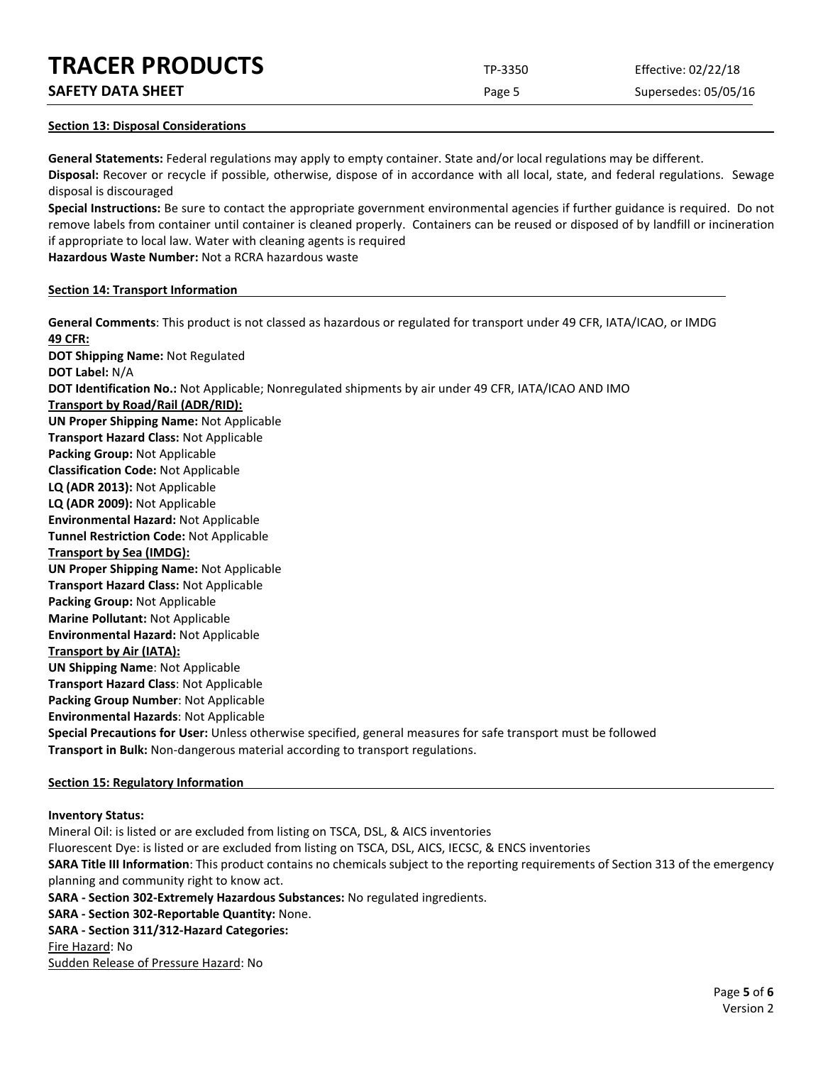## Section 13: Disposal Considerations

**General Statements:** Federal regulations may apply to empty container. State and/or local regulations may be different.

**Disposal:** Recover or recycle if possible, otherwise, dispose of in accordance with all local, state, and federal regulations. Sewage disposal is discouraged

**Special Instructions:** Be sure to contact the appropriate government environmental agencies if further guidance is required. Do not remove labels from container until container is cleaned properly. Containers can be reused or disposed of by landfill or incineration if appropriate to local law. Water with cleaning agents is required

**Hazardous Waste Number:** Not a RCRA hazardous waste

## Section 14: Transport Information

**General Comments**: This product is not classed as hazardous or regulated for transport under 49 CFR, IATA/ICAO, or IMDG

**49 CFR:**

**DOT Shipping Name:** Not Regulated

**DOT Label:** N/A

**DOT Identification No.:** Not Applicable; Nonregulated shipments by air under 49 CFR, IATA/ICAO AND IMO

**Transport by Road/Rail (ADR/RID):**

**UN Proper Shipping Name:** Not Applicable

**Transport Hazard Class:** Not Applicable

**Packing Group:** Not Applicable

**Classification Code:** Not Applicable

**LQ (ADR 2013):** Not Applicable

**LQ (ADR 2009):** Not Applicable

**Environmental Hazard:** Not Applicable

**Tunnel Restriction Code:** Not Applicable

**Transport by Sea (IMDG):**

**UN Proper Shipping Name:** Not Applicable

**Transport Hazard Class:** Not Applicable

**Packing Group:** Not Applicable

**Marine Pollutant:** Not Applicable

**Environmental Hazard:** Not Applicable

**Transport by Air (IATA):**

**UN Shipping Name**: Not Applicable

**Transport Hazard Class**: Not Applicable

**Packing Group Number**: Not Applicable

**Environmental Hazards**: Not Applicable

**Special Precautions for User:** Unless otherwise specified, general measures for safe transport must be followed

**Transport in Bulk:** Non-dangerous material according to transport regulations.

## Section 15: Regulatory Information

**Inventory Status:**

Mineral Oil: is listed or are excluded from listing on TSCA, DSL, & AICS inventories

Fluorescent Dye: is listed or are excluded from listing on TSCA, DSL, AICS, IECSC, & ENCS inventories

**SARA Title III Information**: This product contains no chemicals subject to the reporting requirements of Section 313 of the emergency planning and community right to know act.

**SARA - Section 302-Extremely Hazardous Substances:** No regulated ingredients.

**SARA - Section 302-Reportable Quantity:** None.

**SARA - Section 311/312-Hazard Categories:**

Fire Hazard: No

Sudden Release of Pressure Hazard: No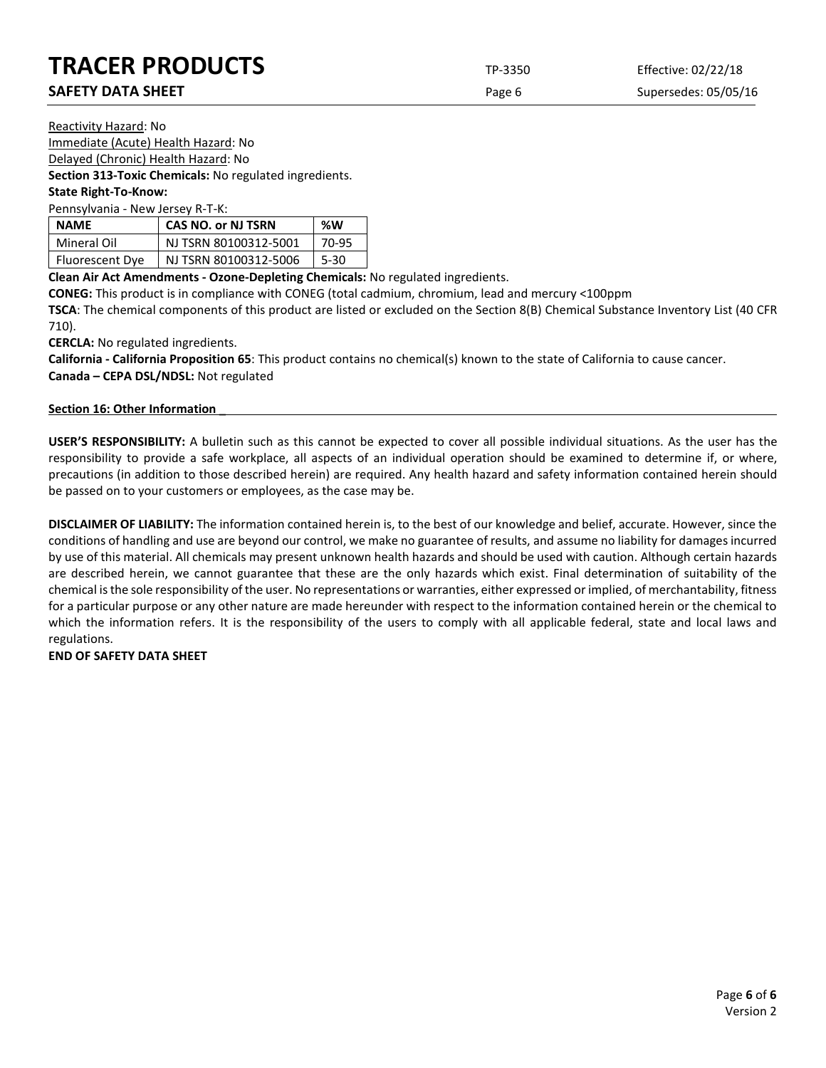Reactivity Hazard: No

Immediate (Acute) Health Hazard: No

Delayed (Chronic) Health Hazard: No

**Section 313-Toxic Chemicals:** No regulated ingredients.

**State Right-To-Know:**

Pennsylvania - New Jersey R-T-K:

| NAME | CAS NO. or NJ TSRN | %W |
|---|---|---|
| Mineral Oil | NJ TSRN 80100312-5001 | 70-95 |
| Fluorescent Dye | NJ TSRN 80100312-5006 | 5-30 |

**Clean Air Act Amendments - Ozone-Depleting Chemicals:** No regulated ingredients.

**CONEG:** This product is in compliance with CONEG (total cadmium, chromium, lead and mercury <100ppm

**TSCA**: The chemical components of this product are listed or excluded on the Section 8(B) Chemical Substance Inventory List (40 CFR 710).

**CERCLA:** No regulated ingredients.

**California - California Proposition 65**: This product contains no chemical(s) known to the state of California to cause cancer.

**Canada – CEPA DSL/NDSL:** Not regulated

## Section 16: Other Information

**USER'S RESPONSIBILITY:** A bulletin such as this cannot be expected to cover all possible individual situations. As the user has the responsibility to provide a safe workplace, all aspects of an individual operation should be examined to determine if, or where, precautions (in addition to those described herein) are required. Any health hazard and safety information contained herein should be passed on to your customers or employees, as the case may be.

**DISCLAIMER OF LIABILITY:** The information contained herein is, to the best of our knowledge and belief, accurate. However, since the conditions of handling and use are beyond our control, we make no guarantee of results, and assume no liability for damages incurred by use of this material. All chemicals may present unknown health hazards and should be used with caution. Although certain hazards are described herein, we cannot guarantee that these are the only hazards which exist. Final determination of suitability of the chemical is the sole responsibility of the user. No representations or warranties, either expressed or implied, of merchantability, fitness for a particular purpose or any other nature are made hereunder with respect to the information contained herein or the chemical to which the information refers. It is the responsibility of the users to comply with all applicable federal, state and local laws and regulations.

**END OF SAFETY DATA SHEET**